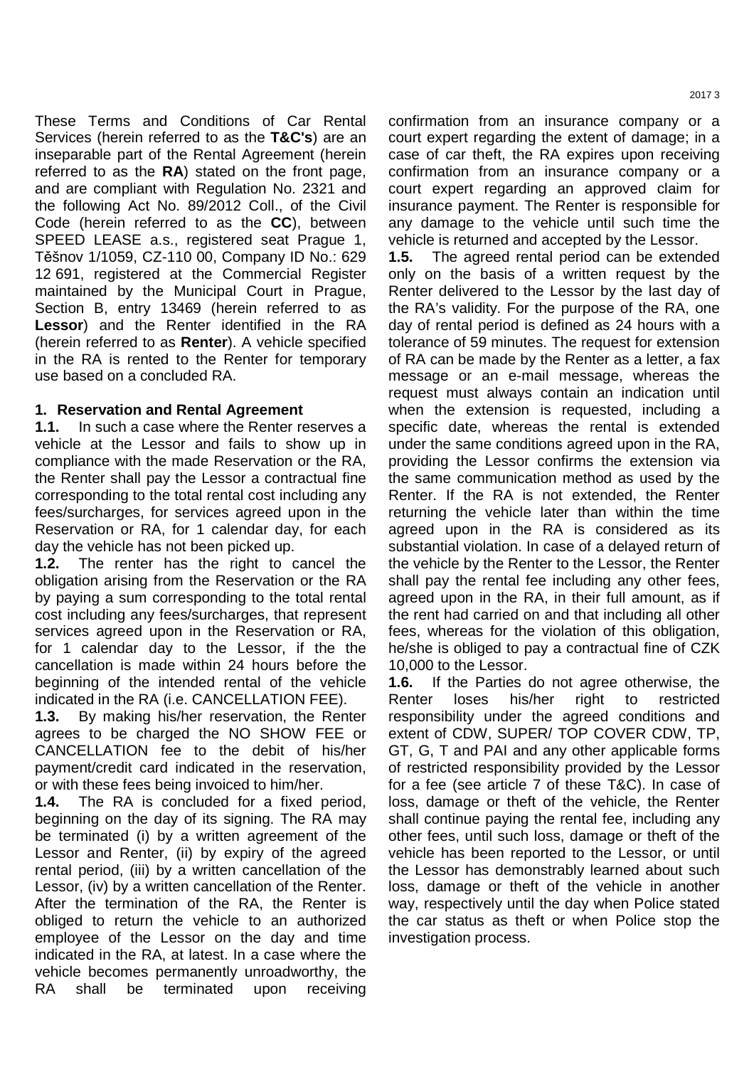These Terms and Conditions of Car Rental Services (herein referred to as the **T&C's**) are an inseparable part of the Rental Agreement (herein referred to as the **RA**) stated on the front page, and are compliant with Regulation No. 2321 and the following Act No. 89/2012 Coll., of the Civil Code (herein referred to as the **CC**), between SPEED LEASE a.s., registered seat Prague 1, Těšnov 1/1059, CZ-110 00, Company ID No.: 629 12 691, registered at the Commercial Register maintained by the Municipal Court in Prague, Section B, entry 13469 (herein referred to as **Lessor**) and the Renter identified in the RA (herein referred to as **Renter**). A vehicle specified in the RA is rented to the Renter for temporary use based on a concluded RA.

## 1. Reservation and Rental Agreement

**1.1.** In such a case where the Renter reserves a vehicle at the Lessor and fails to show up in compliance with the made Reservation or the RA, the Renter shall pay the Lessor a contractual fine corresponding to the total rental cost including any fees/surcharges, for services agreed upon in the Reservation or RA, for 1 calendar day, for each day the vehicle has not been picked up.

**1.2.** The renter has the right to cancel the obligation arising from the Reservation or the RA by paying a sum corresponding to the total rental cost including any fees/surcharges, that represent services agreed upon in the Reservation or RA, for 1 calendar day to the Lessor, if the the cancellation is made within 24 hours before the beginning of the intended rental of the vehicle indicated in the RA (i.e. CANCELLATION FEE).

**1.3.** By making his/her reservation, the Renter agrees to be charged the NO SHOW FEE or CANCELLATION fee to the debit of his/her payment/credit card indicated in the reservation, or with these fees being invoiced to him/her.

**1.4.** The RA is concluded for a fixed period, beginning on the day of its signing. The RA may be terminated (i) by a written agreement of the Lessor and Renter, (ii) by expiry of the agreed rental period, (iii) by a written cancellation of the Lessor, (iv) by a written cancellation of the Renter. After the termination of the RA, the Renter is obliged to return the vehicle to an authorized employee of the Lessor on the day and time indicated in the RA, at latest. In a case where the vehicle becomes permanently unroadworthy, the RA shall be terminated upon receiving confirmation from an insurance company or a court expert regarding the extent of damage; in a case of car theft, the RA expires upon receiving confirmation from an insurance company or a court expert regarding an approved claim for insurance payment. The Renter is responsible for any damage to the vehicle until such time the vehicle is returned and accepted by the Lessor.

**1.5.** The agreed rental period can be extended only on the basis of a written request by the Renter delivered to the Lessor by the last day of the RA's validity. For the purpose of the RA, one day of rental period is defined as 24 hours with a tolerance of 59 minutes. The request for extension of RA can be made by the Renter as a letter, a fax message or an e-mail message, whereas the request must always contain an indication until when the extension is requested, including a specific date, whereas the rental is extended under the same conditions agreed upon in the RA, providing the Lessor confirms the extension via the same communication method as used by the Renter. If the RA is not extended, the Renter returning the vehicle later than within the time agreed upon in the RA is considered as its substantial violation. In case of a delayed return of the vehicle by the Renter to the Lessor, the Renter shall pay the rental fee including any other fees, agreed upon in the RA, in their full amount, as if the rent had carried on and that including all other fees, whereas for the violation of this obligation, he/she is obliged to pay a contractual fine of CZK 10,000 to the Lessor.

**1.6.** If the Parties do not agree otherwise, the Renter loses his/her right to restricted responsibility under the agreed conditions and extent of CDW, SUPER/ TOP COVER CDW, TP, GT, G, T and PAI and any other applicable forms of restricted responsibility provided by the Lessor for a fee (see article 7 of these T&C). In case of loss, damage or theft of the vehicle, the Renter shall continue paying the rental fee, including any other fees, until such loss, damage or theft of the vehicle has been reported to the Lessor, or until the Lessor has demonstrably learned about such loss, damage or theft of the vehicle in another way, respectively until the day when Police stated the car status as theft or when Police stop the investigation process.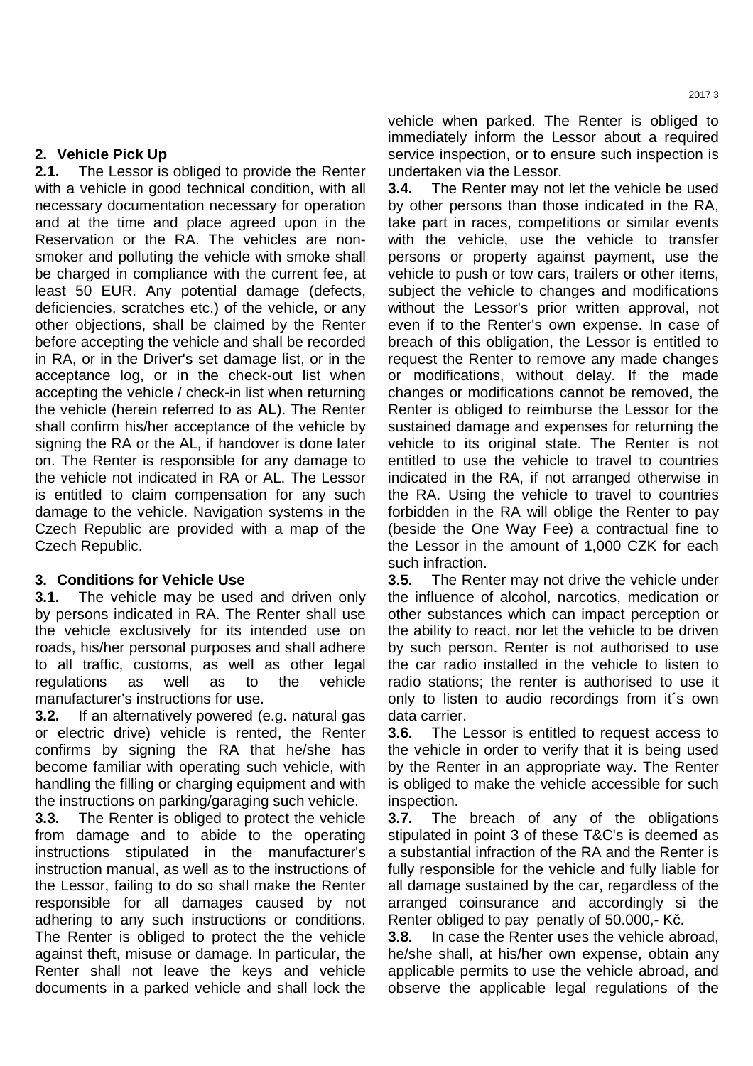## 2. Vehicle Pick Up

**2.1.** The Lessor is obliged to provide the Renter with a vehicle in good technical condition, with all necessary documentation necessary for operation and at the time and place agreed upon in the Reservation or the RA. The vehicles are non-smoker and polluting the vehicle with smoke shall be charged in compliance with the current fee, at least 50 EUR. Any potential damage (defects, deficiencies, scratches etc.) of the vehicle, or any other objections, shall be claimed by the Renter before accepting the vehicle and shall be recorded in RA, or in the Driver's set damage list, or in the acceptance log, or in the check-out list when accepting the vehicle / check-in list when returning the vehicle (herein referred to as **AL**). The Renter shall confirm his/her acceptance of the vehicle by signing the RA or the AL, if handover is done later on. The Renter is responsible for any damage to the vehicle not indicated in RA or AL. The Lessor is entitled to claim compensation for any such damage to the vehicle. Navigation systems in the Czech Republic are provided with a map of the Czech Republic.

## 3. Conditions for Vehicle Use

**3.1.** The vehicle may be used and driven only by persons indicated in RA. The Renter shall use the vehicle exclusively for its intended use on roads, his/her personal purposes and shall adhere to all traffic, customs, as well as other legal regulations as well as to the vehicle manufacturer's instructions for use.

**3.2.** If an alternatively powered (e.g. natural gas or electric drive) vehicle is rented, the Renter confirms by signing the RA that he/she has become familiar with operating such vehicle, with handling the filling or charging equipment and with the instructions on parking/garaging such vehicle.

**3.3.** The Renter is obliged to protect the vehicle from damage and to abide to the operating instructions stipulated in the manufacturer's instruction manual, as well as to the instructions of the Lessor, failing to do so shall make the Renter responsible for all damages caused by not adhering to any such instructions or conditions. The Renter is obliged to protect the the vehicle against theft, misuse or damage. In particular, the Renter shall not leave the keys and vehicle documents in a parked vehicle and shall lock the vehicle when parked. The Renter is obliged to immediately inform the Lessor about a required service inspection, or to ensure such inspection is undertaken via the Lessor.

**3.4.** The Renter may not let the vehicle be used by other persons than those indicated in the RA, take part in races, competitions or similar events with the vehicle, use the vehicle to transfer persons or property against payment, use the vehicle to push or tow cars, trailers or other items, subject the vehicle to changes and modifications without the Lessor's prior written approval, not even if to the Renter's own expense. In case of breach of this obligation, the Lessor is entitled to request the Renter to remove any made changes or modifications, without delay. If the made changes or modifications cannot be removed, the Renter is obliged to reimburse the Lessor for the sustained damage and expenses for returning the vehicle to its original state. The Renter is not entitled to use the vehicle to travel to countries indicated in the RA, if not arranged otherwise in the RA. Using the vehicle to travel to countries forbidden in the RA will oblige the Renter to pay (beside the One Way Fee) a contractual fine to the Lessor in the amount of 1,000 CZK for each such infraction.

**3.5.** The Renter may not drive the vehicle under the influence of alcohol, narcotics, medication or other substances which can impact perception or the ability to react, nor let the vehicle to be driven by such person. Renter is not authorised to use the car radio installed in the vehicle to listen to radio stations; the renter is authorised to use it only to listen to audio recordings from it´s own data carrier.

**3.6.** The Lessor is entitled to request access to the vehicle in order to verify that it is being used by the Renter in an appropriate way. The Renter is obliged to make the vehicle accessible for such inspection.

**3.7.** The breach of any of the obligations stipulated in point 3 of these T&C's is deemed as a substantial infraction of the RA and the Renter is fully responsible for the vehicle and fully liable for all damage sustained by the car, regardless of the arranged coinsurance and accordingly si the Renter obliged to pay penatly of 50.000,- Kč.

**3.8.** In case the Renter uses the vehicle abroad, he/she shall, at his/her own expense, obtain any applicable permits to use the vehicle abroad, and observe the applicable legal regulations of the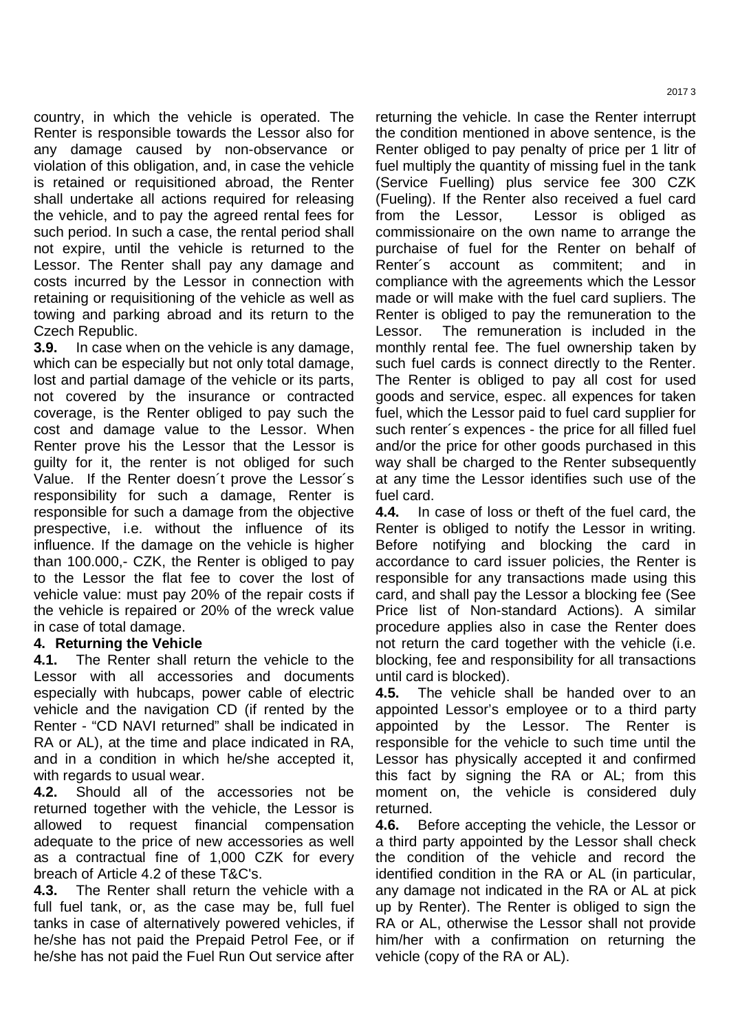country, in which the vehicle is operated. The Renter is responsible towards the Lessor also for any damage caused by non-observance or violation of this obligation, and, in case the vehicle is retained or requisitioned abroad, the Renter shall undertake all actions required for releasing the vehicle, and to pay the agreed rental fees for such period. In such a case, the rental period shall not expire, until the vehicle is returned to the Lessor. The Renter shall pay any damage and costs incurred by the Lessor in connection with retaining or requisitioning of the vehicle as well as towing and parking abroad and its return to the Czech Republic.

**3.9.** In case when on the vehicle is any damage, which can be especially but not only total damage, lost and partial damage of the vehicle or its parts, not covered by the insurance or contracted coverage, is the Renter obliged to pay such the cost and damage value to the Lessor. When Renter prove his the Lessor that the Lessor is guilty for it, the renter is not obliged for such Value. If the Renter doesn´t prove the Lessor´s responsibility for such a damage, Renter is responsible for such a damage from the objective prespective, i.e. without the influence of its influence. If the damage on the vehicle is higher than 100.000,- CZK, the Renter is obliged to pay to the Lessor the flat fee to cover the lost of vehicle value: must pay 20% of the repair costs if the vehicle is repaired or 20% of the wreck value in case of total damage.

## 4. Returning the Vehicle

**4.1.** The Renter shall return the vehicle to the Lessor with all accessories and documents especially with hubcaps, power cable of electric vehicle and the navigation CD (if rented by the Renter - "CD NAVI returned" shall be indicated in RA or AL), at the time and place indicated in RA, and in a condition in which he/she accepted it, with regards to usual wear.

**4.2.** Should all of the accessories not be returned together with the vehicle, the Lessor is allowed to request financial compensation adequate to the price of new accessories as well as a contractual fine of 1,000 CZK for every breach of Article 4.2 of these T&C's.

**4.3.** The Renter shall return the vehicle with a full fuel tank, or, as the case may be, full fuel tanks in case of alternatively powered vehicles, if he/she has not paid the Prepaid Petrol Fee, or if he/she has not paid the Fuel Run Out service after returning the vehicle. In case the Renter interrupt the condition mentioned in above sentence, is the Renter obliged to pay penalty of price per 1 litr of fuel multiply the quantity of missing fuel in the tank (Service Fuelling) plus service fee 300 CZK (Fueling). If the Renter also received a fuel card from the Lessor, Lessor is obliged as commissionaire on the own name to arrange the purchaise of fuel for the Renter on behalf of Renter´s account as commitent; and in compliance with the agreements which the Lessor made or will make with the fuel card supliers. The Renter is obliged to pay the remuneration to the Lessor. The remuneration is included in the monthly rental fee. The fuel ownership taken by such fuel cards is connect directly to the Renter. The Renter is obliged to pay all cost for used goods and service, espec. all expences for taken fuel, which the Lessor paid to fuel card supplier for such renter´s expences - the price for all filled fuel and/or the price for other goods purchased in this way shall be charged to the Renter subsequently at any time the Lessor identifies such use of the fuel card.

**4.4.** In case of loss or theft of the fuel card, the Renter is obliged to notify the Lessor in writing. Before notifying and blocking the card in accordance to card issuer policies, the Renter is responsible for any transactions made using this card, and shall pay the Lessor a blocking fee (See Price list of Non-standard Actions). A similar procedure applies also in case the Renter does not return the card together with the vehicle (i.e. blocking, fee and responsibility for all transactions until card is blocked).

**4.5.** The vehicle shall be handed over to an appointed Lessor's employee or to a third party appointed by the Lessor. The Renter is responsible for the vehicle to such time until the Lessor has physically accepted it and confirmed this fact by signing the RA or AL; from this moment on, the vehicle is considered duly returned.

**4.6.** Before accepting the vehicle, the Lessor or a third party appointed by the Lessor shall check the condition of the vehicle and record the identified condition in the RA or AL (in particular, any damage not indicated in the RA or AL at pick up by Renter). The Renter is obliged to sign the RA or AL, otherwise the Lessor shall not provide him/her with a confirmation on returning the vehicle (copy of the RA or AL).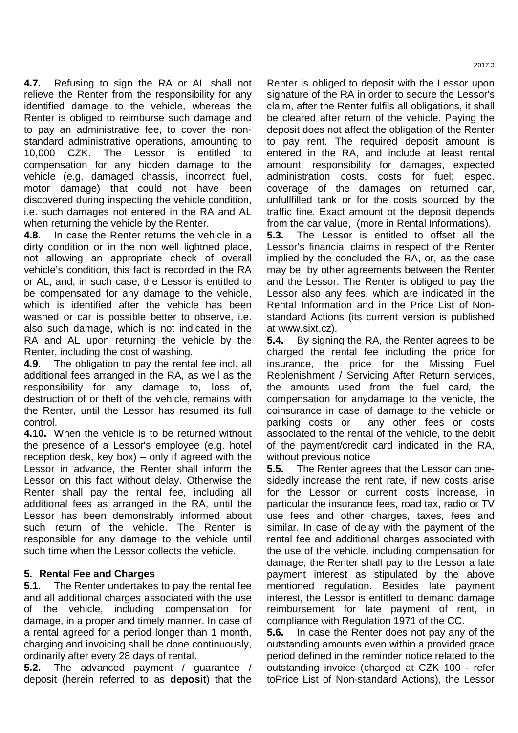**4.7.** Refusing to sign the RA or AL shall not relieve the Renter from the responsibility for any identified damage to the vehicle, whereas the Renter is obliged to reimburse such damage and to pay an administrative fee, to cover the non-standard administrative operations, amounting to 10,000 CZK. The Lessor is entitled to compensation for any hidden damage to the vehicle (e.g. damaged chassis, incorrect fuel, motor damage) that could not have been discovered during inspecting the vehicle condition, i.e. such damages not entered in the RA and AL when returning the vehicle by the Renter.

**4.8.** In case the Renter returns the vehicle in a dirty condition or in the non well lightned place, not allowing an appropriate check of overall vehicle's condition, this fact is recorded in the RA or AL, and, in such case, the Lessor is entitled to be compensated for any damage to the vehicle, which is identified after the vehicle has been washed or car is possible better to observe, i.e. also such damage, which is not indicated in the RA and AL upon returning the vehicle by the Renter, including the cost of washing.

**4.9.** The obligation to pay the rental fee incl. all additional fees arranged in the RA, as well as the responsibility for any damage to, loss of, destruction of or theft of the vehicle, remains with the Renter, until the Lessor has resumed its full control.

**4.10.** When the vehicle is to be returned without the presence of a Lessor's employee (e.g. hotel reception desk, key box) – only if agreed with the Lessor in advance, the Renter shall inform the Lessor on this fact without delay. Otherwise the Renter shall pay the rental fee, including all additional fees as arranged in the RA, until the Lessor has been demonstrably informed about such return of the vehicle. The Renter is responsible for any damage to the vehicle until such time when the Lessor collects the vehicle.

## 5. Rental Fee and Charges

**5.1.** The Renter undertakes to pay the rental fee and all additional charges associated with the use of the vehicle, including compensation for damage, in a proper and timely manner. In case of a rental agreed for a period longer than 1 month, charging and invoicing shall be done continuously, ordinarily after every 28 days of rental.

**5.2.** The advanced payment / guarantee / deposit (herein referred to as **deposit**) that the Renter is obliged to deposit with the Lessor upon signature of the RA in order to secure the Lessor's claim, after the Renter fulfils all obligations, it shall be cleared after return of the vehicle. Paying the deposit does not affect the obligation of the Renter to pay rent. The required deposit amount is entered in the RA, and include at least rental amount, responsibility for damages, expected administration costs, costs for fuel; espec. coverage of the damages on returned car, unfullfilled tank or for the costs sourced by the traffic fine. Exact amount ot the deposit depends from the car value, (more in Rental Informations).

**5.3.** The Lessor is entitled to offset all the Lessor's financial claims in respect of the Renter implied by the concluded the RA, or, as the case may be, by other agreements between the Renter and the Lessor. The Renter is obliged to pay the Lessor also any fees, which are indicated in the Rental Information and in the Price List of Non-standard Actions (its current version is published at www.sixt.cz).

**5.4.** By signing the RA, the Renter agrees to be charged the rental fee including the price for insurance, the price for the Missing Fuel Replenishment / Servicing After Return services, the amounts used from the fuel card, the compensation for anydamage to the vehicle, the coinsurance in case of damage to the vehicle or parking costs or any other fees or costs associated to the rental of the vehicle, to the debit of the payment/credit card indicated in the RA, without previous notice

**5.5.** The Renter agrees that the Lessor can one-sidedly increase the rent rate, if new costs arise for the Lessor or current costs increase, in particular the insurance fees, road tax, radio or TV use fees and other charges, taxes, fees and similar. In case of delay with the payment of the rental fee and additional charges associated with the use of the vehicle, including compensation for damage, the Renter shall pay to the Lessor a late payment interest as stipulated by the above mentioned regulation. Besides late payment interest, the Lessor is entitled to demand damage reimbursement for late payment of rent, in compliance with Regulation 1971 of the CC.

**5.6.** In case the Renter does not pay any of the outstanding amounts even within a provided grace period defined in the reminder notice related to the outstanding invoice (charged at CZK 100 - refer toPrice List of Non-standard Actions), the Lessor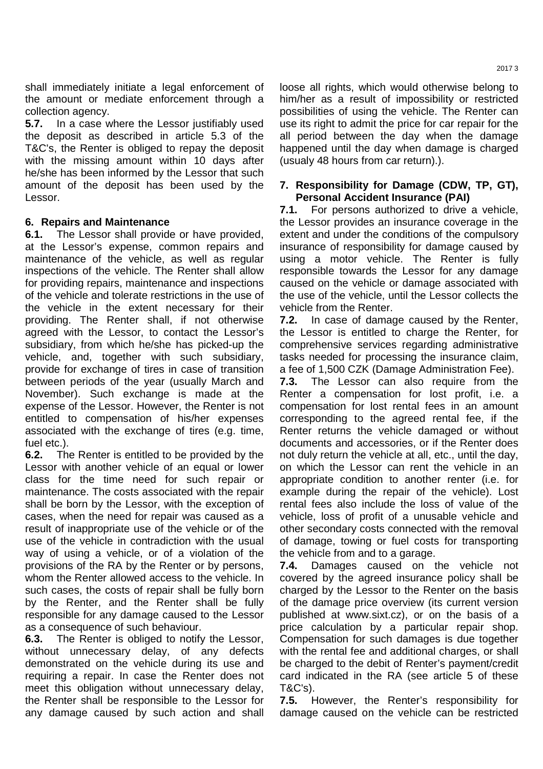shall immediately initiate a legal enforcement of the amount or mediate enforcement through a collection agency.

**5.7.** In a case where the Lessor justifiably used the deposit as described in article 5.3 of the T&C's, the Renter is obliged to repay the deposit with the missing amount within 10 days after he/she has been informed by the Lessor that such amount of the deposit has been used by the Lessor.

## 6. Repairs and Maintenance

**6.1.** The Lessor shall provide or have provided, at the Lessor's expense, common repairs and maintenance of the vehicle, as well as regular inspections of the vehicle. The Renter shall allow for providing repairs, maintenance and inspections of the vehicle and tolerate restrictions in the use of the vehicle in the extent necessary for their providing. The Renter shall, if not otherwise agreed with the Lessor, to contact the Lessor's subsidiary, from which he/she has picked-up the vehicle, and, together with such subsidiary, provide for exchange of tires in case of transition between periods of the year (usually March and November). Such exchange is made at the expense of the Lessor. However, the Renter is not entitled to compensation of his/her expenses associated with the exchange of tires (e.g. time, fuel etc.).

**6.2.** The Renter is entitled to be provided by the Lessor with another vehicle of an equal or lower class for the time need for such repair or maintenance. The costs associated with the repair shall be born by the Lessor, with the exception of cases, when the need for repair was caused as a result of inappropriate use of the vehicle or of the use of the vehicle in contradiction with the usual way of using a vehicle, or of a violation of the provisions of the RA by the Renter or by persons, whom the Renter allowed access to the vehicle. In such cases, the costs of repair shall be fully born by the Renter, and the Renter shall be fully responsible for any damage caused to the Lessor as a consequence of such behaviour.

**6.3.** The Renter is obliged to notify the Lessor, without unnecessary delay, of any defects demonstrated on the vehicle during its use and requiring a repair. In case the Renter does not meet this obligation without unnecessary delay, the Renter shall be responsible to the Lessor for any damage caused by such action and shall loose all rights, which would otherwise belong to him/her as a result of impossibility or restricted possibilities of using the vehicle. The Renter can use its right to admit the price for car repair for the all period between the day when the damage happened until the day when damage is charged (usualy 48 hours from car return).).

## 7. Responsibility for Damage (CDW, TP, GT), Personal Accident Insurance (PAI)

**7.1.** For persons authorized to drive a vehicle, the Lessor provides an insurance coverage in the extent and under the conditions of the compulsory insurance of responsibility for damage caused by using a motor vehicle. The Renter is fully responsible towards the Lessor for any damage caused on the vehicle or damage associated with the use of the vehicle, until the Lessor collects the vehicle from the Renter.

**7.2.** In case of damage caused by the Renter, the Lessor is entitled to charge the Renter, for comprehensive services regarding administrative tasks needed for processing the insurance claim, a fee of 1,500 CZK (Damage Administration Fee).

**7.3.** The Lessor can also require from the Renter a compensation for lost profit, i.e. a compensation for lost rental fees in an amount corresponding to the agreed rental fee, if the Renter returns the vehicle damaged or without documents and accessories, or if the Renter does not duly return the vehicle at all, etc., until the day, on which the Lessor can rent the vehicle in an appropriate condition to another renter (i.e. for example during the repair of the vehicle). Lost rental fees also include the loss of value of the vehicle, loss of profit of a unusable vehicle and other secondary costs connected with the removal of damage, towing or fuel costs for transporting the vehicle from and to a garage.

**7.4.** Damages caused on the vehicle not covered by the agreed insurance policy shall be charged by the Lessor to the Renter on the basis of the damage price overview (its current version published at www.sixt.cz), or on the basis of a price calculation by a particular repair shop. Compensation for such damages is due together with the rental fee and additional charges, or shall be charged to the debit of Renter's payment/credit card indicated in the RA (see article 5 of these T&C's).

**7.5.** However, the Renter's responsibility for damage caused on the vehicle can be restricted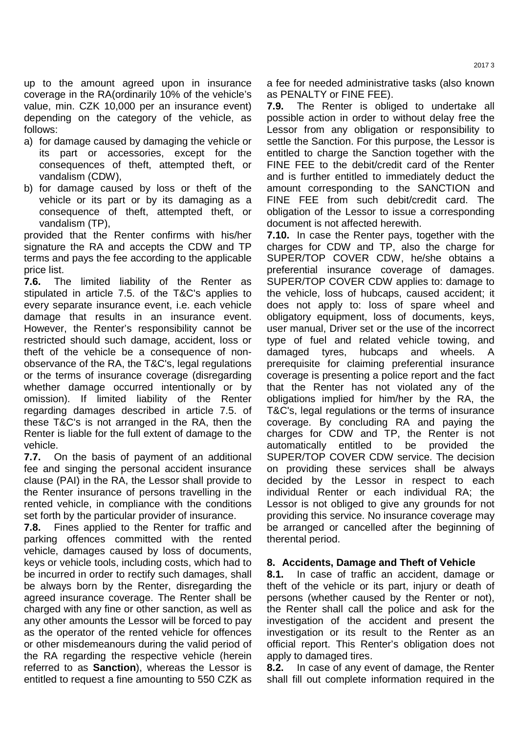up to the amount agreed upon in insurance coverage in the RA(ordinarily 10% of the vehicle's value, min. CZK 10,000 per an insurance event) depending on the category of the vehicle, as follows:

a) for damage caused by damaging the vehicle or its part or accessories, except for the consequences of theft, attempted theft, or vandalism (CDW),
b) for damage caused by loss or theft of the vehicle or its part or by its damaging as a consequence of theft, attempted theft, or vandalism (TP),

provided that the Renter confirms with his/her signature the RA and accepts the CDW and TP terms and pays the fee according to the applicable price list.

**7.6.** The limited liability of the Renter as stipulated in article 7.5. of the T&C's applies to every separate insurance event, i.e. each vehicle damage that results in an insurance event. However, the Renter's responsibility cannot be restricted should such damage, accident, loss or theft of the vehicle be a consequence of non-observance of the RA, the T&C's, legal regulations or the terms of insurance coverage (disregarding whether damage occurred intentionally or by omission). If limited liability of the Renter regarding damages described in article 7.5. of these T&C's is not arranged in the RA, then the Renter is liable for the full extent of damage to the vehicle.

**7.7.** On the basis of payment of an additional fee and singing the personal accident insurance clause (PAI) in the RA, the Lessor shall provide to the Renter insurance of persons travelling in the rented vehicle, in compliance with the conditions set forth by the particular provider of insurance.

**7.8.** Fines applied to the Renter for traffic and parking offences committed with the rented vehicle, damages caused by loss of documents, keys or vehicle tools, including costs, which had to be incurred in order to rectify such damages, shall be always born by the Renter, disregarding the agreed insurance coverage. The Renter shall be charged with any fine or other sanction, as well as any other amounts the Lessor will be forced to pay as the operator of the rented vehicle for offences or other misdemeanours during the valid period of the RA regarding the respective vehicle (herein referred to as **Sanction**), whereas the Lessor is entitled to request a fine amounting to 550 CZK as a fee for needed administrative tasks (also known as PENALTY or FINE FEE).

**7.9.** The Renter is obliged to undertake all possible action in order to without delay free the Lessor from any obligation or responsibility to settle the Sanction. For this purpose, the Lessor is entitled to charge the Sanction together with the FINE FEE to the debit/credit card of the Renter and is further entitled to immediately deduct the amount corresponding to the SANCTION and FINE FEE from such debit/credit card. The obligation of the Lessor to issue a corresponding document is not affected herewith.

**7.10.** In case the Renter pays, together with the charges for CDW and TP, also the charge for SUPER/TOP COVER CDW, he/she obtains a preferential insurance coverage of damages. SUPER/TOP COVER CDW applies to: damage to the vehicle, loss of hubcaps, caused accident; it does not apply to: loss of spare wheel and obligatory equipment, loss of documents, keys, user manual, Driver set or the use of the incorrect type of fuel and related vehicle towing, and damaged tyres, hubcaps and wheels. A prerequisite for claiming preferential insurance coverage is presenting a police report and the fact that the Renter has not violated any of the obligations implied for him/her by the RA, the T&C's, legal regulations or the terms of insurance coverage. By concluding RA and paying the charges for CDW and TP, the Renter is not automatically entitled to be provided the SUPER/TOP COVER CDW service. The decision on providing these services shall be always decided by the Lessor in respect to each individual Renter or each individual RA; the Lessor is not obliged to give any grounds for not providing this service. No insurance coverage may be arranged or cancelled after the beginning of therental period.

## 8. Accidents, Damage and Theft of Vehicle

**8.1.** In case of traffic an accident, damage or theft of the vehicle or its part, injury or death of persons (whether caused by the Renter or not), the Renter shall call the police and ask for the investigation of the accident and present the investigation or its result to the Renter as an official report. This Renter's obligation does not apply to damaged tires.

**8.2.** In case of any event of damage, the Renter shall fill out complete information required in the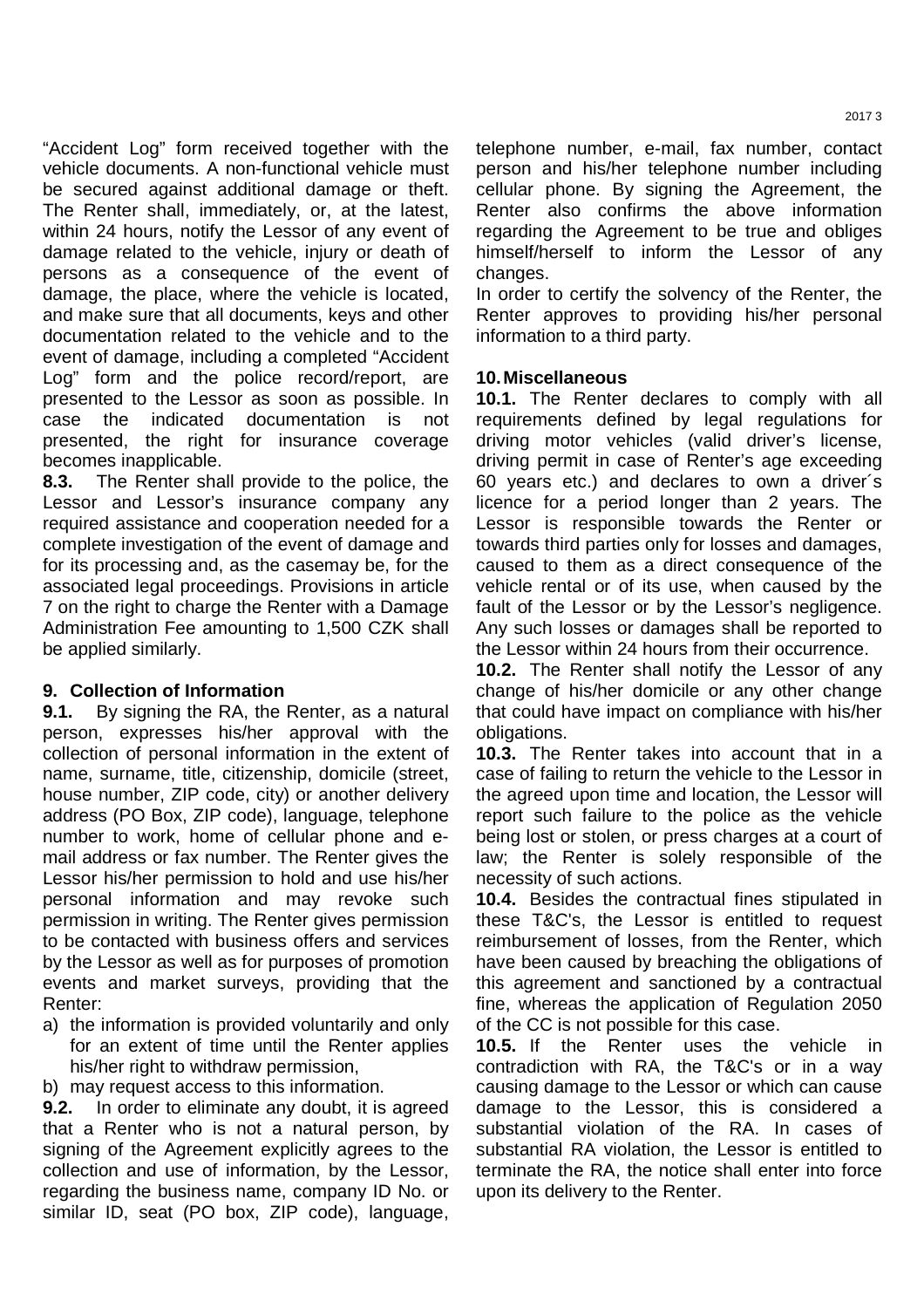"Accident Log" form received together with the vehicle documents. A non-functional vehicle must be secured against additional damage or theft. The Renter shall, immediately, or, at the latest, within 24 hours, notify the Lessor of any event of damage related to the vehicle, injury or death of persons as a consequence of the event of damage, the place, where the vehicle is located, and make sure that all documents, keys and other documentation related to the vehicle and to the event of damage, including a completed "Accident Log" form and the police record/report, are presented to the Lessor as soon as possible. In case the indicated documentation is not presented, the right for insurance coverage becomes inapplicable.

**8.3.** The Renter shall provide to the police, the Lessor and Lessor's insurance company any required assistance and cooperation needed for a complete investigation of the event of damage and for its processing and, as the casemay be, for the associated legal proceedings. Provisions in article 7 on the right to charge the Renter with a Damage Administration Fee amounting to 1,500 CZK shall be applied similarly.

## 9. Collection of Information

**9.1.** By signing the RA, the Renter, as a natural person, expresses his/her approval with the collection of personal information in the extent of name, surname, title, citizenship, domicile (street, house number, ZIP code, city) or another delivery address (PO Box, ZIP code), language, telephone number to work, home of cellular phone and e-mail address or fax number. The Renter gives the Lessor his/her permission to hold and use his/her personal information and may revoke such permission in writing. The Renter gives permission to be contacted with business offers and services by the Lessor as well as for purposes of promotion events and market surveys, providing that the Renter:

a) the information is provided voluntarily and only for an extent of time until the Renter applies his/her right to withdraw permission,
b) may request access to this information.

**9.2.** In order to eliminate any doubt, it is agreed that a Renter who is not a natural person, by signing of the Agreement explicitly agrees to the collection and use of information, by the Lessor, regarding the business name, company ID No. or similar ID, seat (PO box, ZIP code), language, telephone number, e-mail, fax number, contact person and his/her telephone number including cellular phone. By signing the Agreement, the Renter also confirms the above information regarding the Agreement to be true and obliges himself/herself to inform the Lessor of any changes.

In order to certify the solvency of the Renter, the Renter approves to providing his/her personal information to a third party.

## 10. Miscellaneous

**10.1.** The Renter declares to comply with all requirements defined by legal regulations for driving motor vehicles (valid driver's license, driving permit in case of Renter's age exceeding 60 years etc.) and declares to own a driver´s licence for a period longer than 2 years. The Lessor is responsible towards the Renter or towards third parties only for losses and damages, caused to them as a direct consequence of the vehicle rental or of its use, when caused by the fault of the Lessor or by the Lessor's negligence. Any such losses or damages shall be reported to the Lessor within 24 hours from their occurrence.

**10.2.** The Renter shall notify the Lessor of any change of his/her domicile or any other change that could have impact on compliance with his/her obligations.

**10.3.** The Renter takes into account that in a case of failing to return the vehicle to the Lessor in the agreed upon time and location, the Lessor will report such failure to the police as the vehicle being lost or stolen, or press charges at a court of law; the Renter is solely responsible of the necessity of such actions.

**10.4.** Besides the contractual fines stipulated in these T&C's, the Lessor is entitled to request reimbursement of losses, from the Renter, which have been caused by breaching the obligations of this agreement and sanctioned by a contractual fine, whereas the application of Regulation 2050 of the CC is not possible for this case.

**10.5.** If the Renter uses the vehicle in contradiction with RA, the T&C's or in a way causing damage to the Lessor or which can cause damage to the Lessor, this is considered a substantial violation of the RA. In cases of substantial RA violation, the Lessor is entitled to terminate the RA, the notice shall enter into force upon its delivery to the Renter.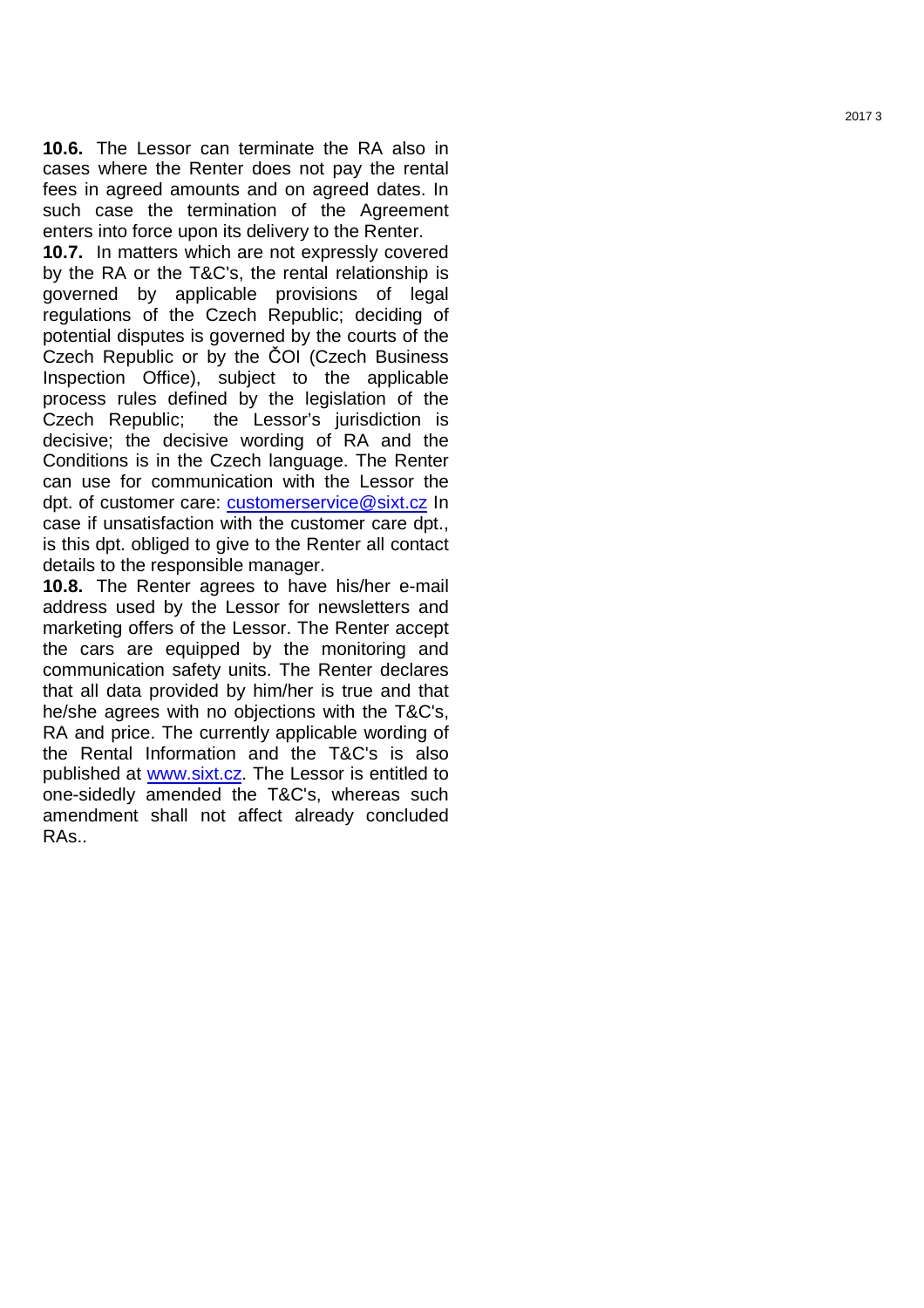**10.6.** The Lessor can terminate the RA also in cases where the Renter does not pay the rental fees in agreed amounts and on agreed dates. In such case the termination of the Agreement enters into force upon its delivery to the Renter.

**10.7.** In matters which are not expressly covered by the RA or the T&C's, the rental relationship is governed by applicable provisions of legal regulations of the Czech Republic; deciding of potential disputes is governed by the courts of the Czech Republic or by the ČOI (Czech Business Inspection Office), subject to the applicable process rules defined by the legislation of the Czech Republic; the Lessor's jurisdiction is decisive; the decisive wording of RA and the Conditions is in the Czech language. The Renter can use for communication with the Lessor the dpt. of customer care: customerservice@sixt.cz In case if unsatisfaction with the customer care dpt., is this dpt. obliged to give to the Renter all contact details to the responsible manager.

**10.8.** The Renter agrees to have his/her e-mail address used by the Lessor for newsletters and marketing offers of the Lessor. The Renter accept the cars are equipped by the monitoring and communication safety units. The Renter declares that all data provided by him/her is true and that he/she agrees with no objections with the T&C's, RA and price. The currently applicable wording of the Rental Information and the T&C's is also published at www.sixt.cz. The Lessor is entitled to one-sidedly amended the T&C's, whereas such amendment shall not affect already concluded RAs..